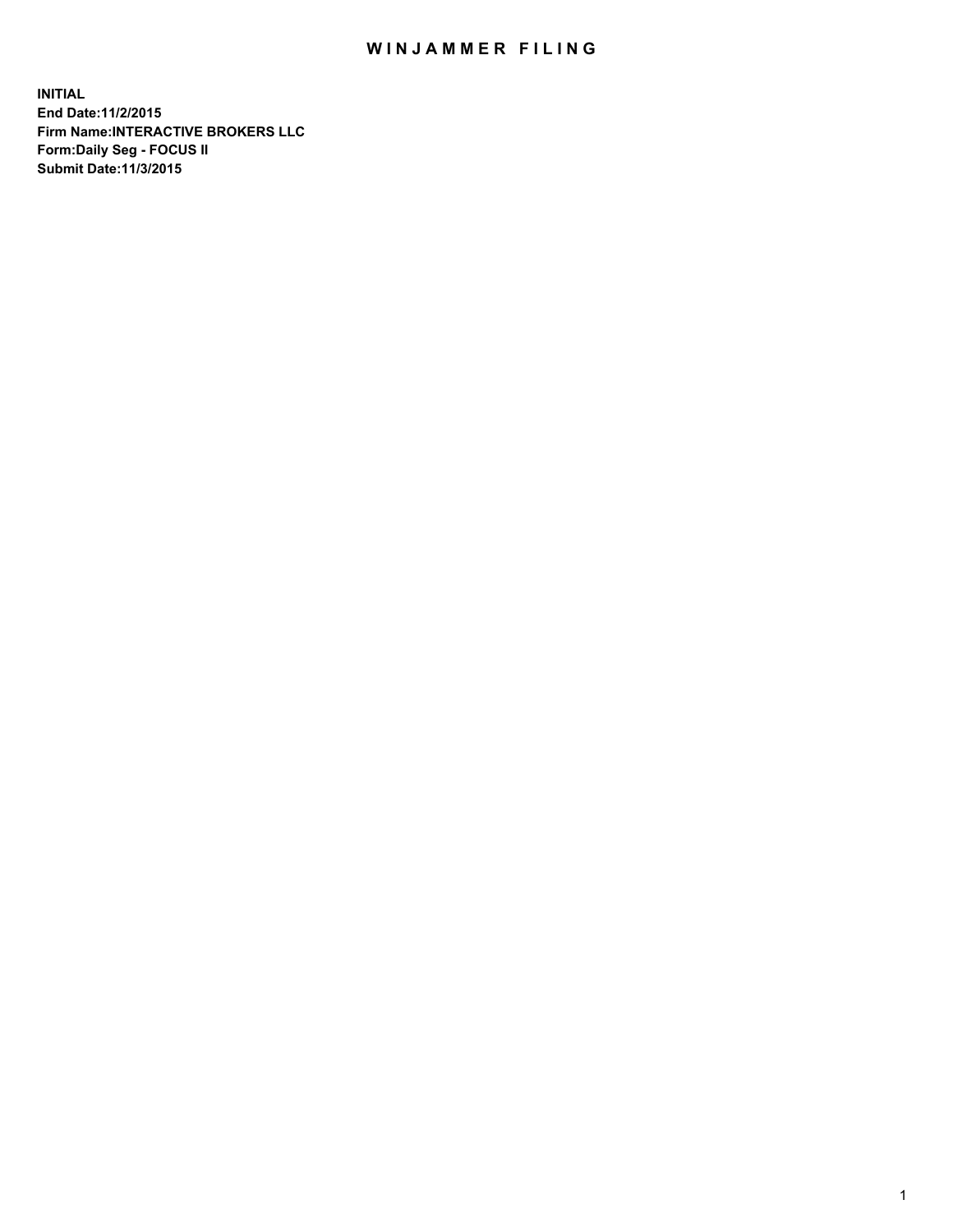# WINJAMMER FILING

**INITIAL**
**End Date:11/2/2015**
**Firm Name:INTERACTIVE BROKERS LLC**
**Form:Daily Seg - FOCUS II**
**Submit Date:11/3/2015**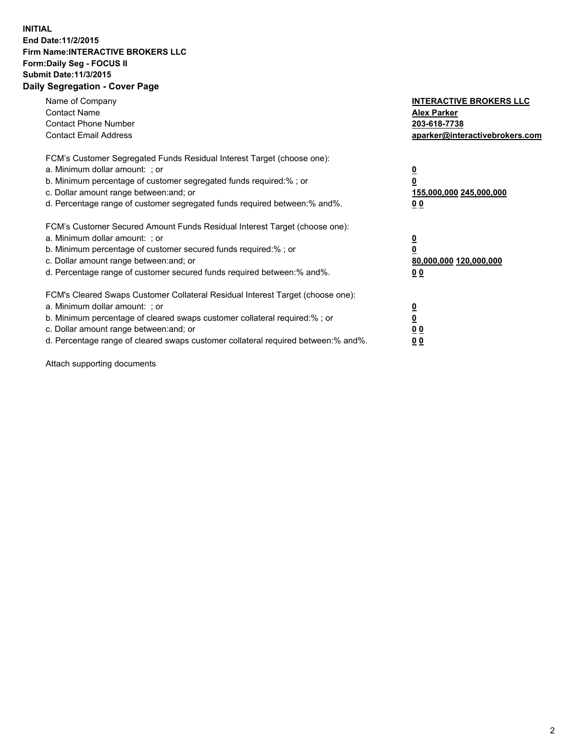**INITIAL**
**End Date:11/2/2015**
**Firm Name:INTERACTIVE BROKERS LLC**
**Form:Daily Seg - FOCUS II**
**Submit Date:11/3/2015**

## Daily Segregation - Cover Page

| | |
|---|---|
| Name of Company | **INTERACTIVE BROKERS LLC** |
| Contact Name | **Alex Parker** |
| Contact Phone Number | **203-618-7738** |
| Contact Email Address | **aparker@interactivebrokers.com** |

FCM's Customer Segregated Funds Residual Interest Target (choose one):

| | |
|---|---|
| a. Minimum dollar amount: ; or | **0** |
| b. Minimum percentage of customer segregated funds required:% ; or | **0** |
| c. Dollar amount range between:and; or | **155,000,000 245,000,000** |
| d. Percentage range of customer segregated funds required between:% and%. | **0 0** |

FCM's Customer Secured Amount Funds Residual Interest Target (choose one):

| | |
|---|---|
| a. Minimum dollar amount: ; or | **0** |
| b. Minimum percentage of customer secured funds required:% ; or | **0** |
| c. Dollar amount range between:and; or | **80,000,000 120,000,000** |
| d. Percentage range of customer secured funds required between:% and%. | **0 0** |

FCM's Cleared Swaps Customer Collateral Residual Interest Target (choose one):

| | |
|---|---|
| a. Minimum dollar amount: ; or | **0** |
| b. Minimum percentage of cleared swaps customer collateral required:% ; or | **0** |
| c. Dollar amount range between:and; or | **0 0** |
| d. Percentage range of cleared swaps customer collateral required between:% and%. | **0 0** |

Attach supporting documents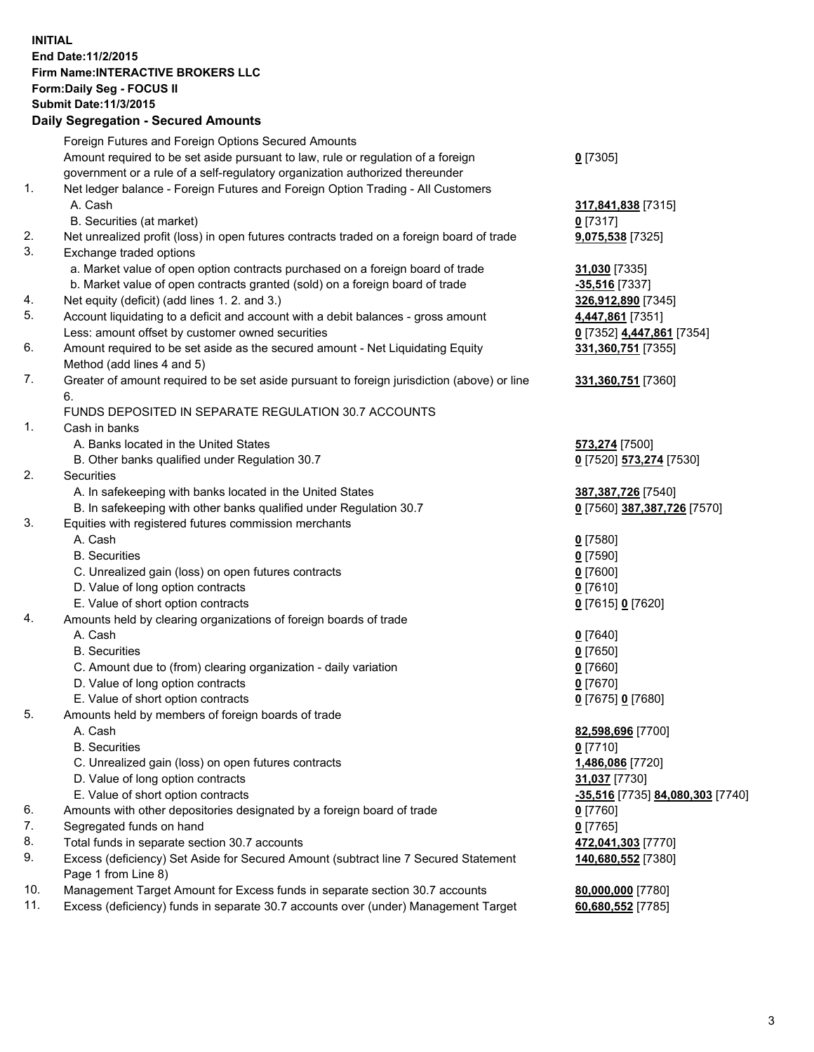**INITIAL**
**End Date:11/2/2015**
**Firm Name:INTERACTIVE BROKERS LLC**
**Form:Daily Seg - FOCUS II**
**Submit Date:11/3/2015**

## Daily Segregation - Secured Amounts

| | | |
|---|---|---|
| | Foreign Futures and Foreign Options Secured Amounts | |
| | Amount required to be set aside pursuant to law, rule or regulation of a foreign government or a rule of a self-regulatory organization authorized thereunder | **0** [7305] |
| 1. | Net ledger balance - Foreign Futures and Foreign Option Trading - All Customers | |
| | A. Cash | **317,841,838** [7315] |
| | B. Securities (at market) | **0** [7317] |
| 2. | Net unrealized profit (loss) in open futures contracts traded on a foreign board of trade | **9,075,538** [7325] |
| 3. | Exchange traded options | |
| | a. Market value of open option contracts purchased on a foreign board of trade | **31,030** [7335] |
| | b. Market value of open contracts granted (sold) on a foreign board of trade | **-35,516** [7337] |
| 4. | Net equity (deficit) (add lines 1. 2. and 3.) | **326,912,890** [7345] |
| 5. | Account liquidating to a deficit and account with a debit balances - gross amount | **4,447,861** [7351] |
| | Less: amount offset by customer owned securities | **0** [7352] **4,447,861** [7354] |
| 6. | Amount required to be set aside as the secured amount - Net Liquidating Equity Method (add lines 4 and 5) | **331,360,751** [7355] |
| 7. | Greater of amount required to be set aside pursuant to foreign jurisdiction (above) or line 6. | **331,360,751** [7360] |
| | FUNDS DEPOSITED IN SEPARATE REGULATION 30.7 ACCOUNTS | |
| 1. | Cash in banks | |
| | A. Banks located in the United States | **573,274** [7500] |
| | B. Other banks qualified under Regulation 30.7 | **0** [7520] **573,274** [7530] |
| 2. | Securities | |
| | A. In safekeeping with banks located in the United States | **387,387,726** [7540] |
| | B. In safekeeping with other banks qualified under Regulation 30.7 | **0** [7560] **387,387,726** [7570] |
| 3. | Equities with registered futures commission merchants | |
| | A. Cash | **0** [7580] |
| | B. Securities | **0** [7590] |
| | C. Unrealized gain (loss) on open futures contracts | **0** [7600] |
| | D. Value of long option contracts | **0** [7610] |
| | E. Value of short option contracts | **0** [7615] **0** [7620] |
| 4. | Amounts held by clearing organizations of foreign boards of trade | |
| | A. Cash | **0** [7640] |
| | B. Securities | **0** [7650] |
| | C. Amount due to (from) clearing organization - daily variation | **0** [7660] |
| | D. Value of long option contracts | **0** [7670] |
| | E. Value of short option contracts | **0** [7675] **0** [7680] |
| 5. | Amounts held by members of foreign boards of trade | |
| | A. Cash | **82,598,696** [7700] |
| | B. Securities | **0** [7710] |
| | C. Unrealized gain (loss) on open futures contracts | **1,486,086** [7720] |
| | D. Value of long option contracts | **31,037** [7730] |
| | E. Value of short option contracts | **-35,516** [7735] **84,080,303** [7740] |
| 6. | Amounts with other depositories designated by a foreign board of trade | **0** [7760] |
| 7. | Segregated funds on hand | **0** [7765] |
| 8. | Total funds in separate section 30.7 accounts | **472,041,303** [7770] |
| 9. | Excess (deficiency) Set Aside for Secured Amount (subtract line 7 Secured Statement Page 1 from Line 8) | **140,680,552** [7380] |
| 10. | Management Target Amount for Excess funds in separate section 30.7 accounts | **80,000,000** [7780] |
| 11. | Excess (deficiency) funds in separate 30.7 accounts over (under) Management Target | **60,680,552** [7785] |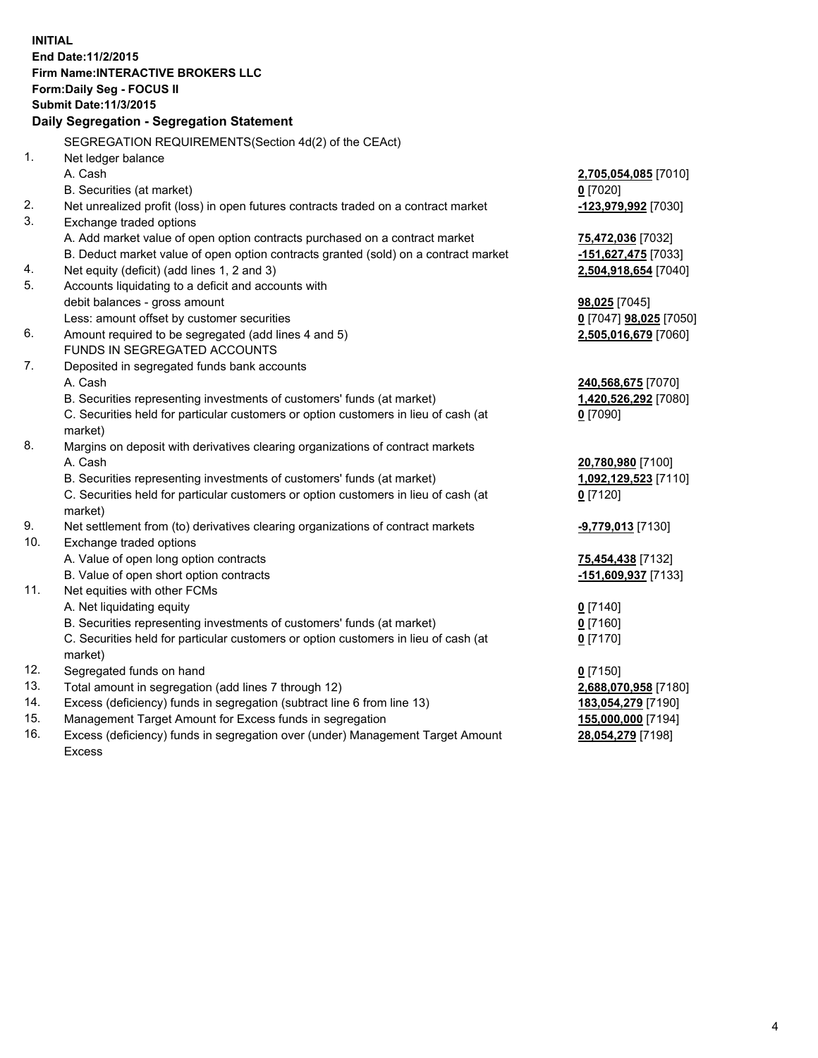**INITIAL**
**End Date:11/2/2015**
**Firm Name:INTERACTIVE BROKERS LLC**
**Form:Daily Seg - FOCUS II**
**Submit Date:11/3/2015**

## Daily Segregation - Segregation Statement

SEGREGATION REQUIREMENTS(Section 4d(2) of the CEAct)

| | | |
|---|---|---|
| 1. | Net ledger balance | |
| | A. Cash | 2,705,054,085 [7010] |
| | B. Securities (at market) | 0 [7020] |
| 2. | Net unrealized profit (loss) in open futures contracts traded on a contract market | -123,979,992 [7030] |
| 3. | Exchange traded options | |
| | A. Add market value of open option contracts purchased on a contract market | 75,472,036 [7032] |
| | B. Deduct market value of open option contracts granted (sold) on a contract market | -151,627,475 [7033] |
| 4. | Net equity (deficit) (add lines 1, 2 and 3) | 2,504,918,654 [7040] |
| 5. | Accounts liquidating to a deficit and accounts with debit balances - gross amount | 98,025 [7045] |
| | Less: amount offset by customer securities | 0 [7047] 98,025 [7050] |
| 6. | Amount required to be segregated (add lines 4 and 5) | 2,505,016,679 [7060] |
| | FUNDS IN SEGREGATED ACCOUNTS | |
| 7. | Deposited in segregated funds bank accounts | |
| | A. Cash | 240,568,675 [7070] |
| | B. Securities representing investments of customers' funds (at market) | 1,420,526,292 [7080] |
| | C. Securities held for particular customers or option customers in lieu of cash (at market) | 0 [7090] |
| 8. | Margins on deposit with derivatives clearing organizations of contract markets | |
| | A. Cash | 20,780,980 [7100] |
| | B. Securities representing investments of customers' funds (at market) | 1,092,129,523 [7110] |
| | C. Securities held for particular customers or option customers in lieu of cash (at market) | 0 [7120] |
| 9. | Net settlement from (to) derivatives clearing organizations of contract markets | -9,779,013 [7130] |
| 10. | Exchange traded options | |
| | A. Value of open long option contracts | 75,454,438 [7132] |
| | B. Value of open short option contracts | -151,609,937 [7133] |
| 11. | Net equities with other FCMs | |
| | A. Net liquidating equity | 0 [7140] |
| | B. Securities representing investments of customers' funds (at market) | 0 [7160] |
| | C. Securities held for particular customers or option customers in lieu of cash (at market) | 0 [7170] |
| 12. | Segregated funds on hand | 0 [7150] |
| 13. | Total amount in segregation (add lines 7 through 12) | 2,688,070,958 [7180] |
| 14. | Excess (deficiency) funds in segregation (subtract line 6 from line 13) | 183,054,279 [7190] |
| 15. | Management Target Amount for Excess funds in segregation | 155,000,000 [7194] |
| 16. | Excess (deficiency) funds in segregation over (under) Management Target Amount Excess | 28,054,279 [7198] |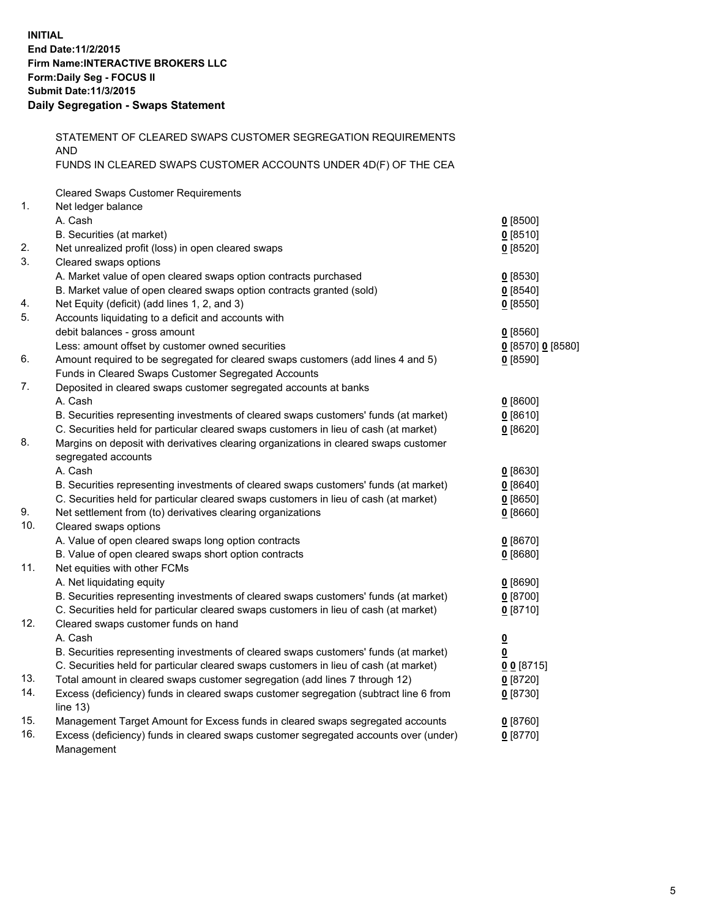**INITIAL**
**End Date:11/2/2015**
**Firm Name:INTERACTIVE BROKERS LLC**
**Form:Daily Seg - FOCUS II**
**Submit Date:11/3/2015**
**Daily Segregation - Swaps Statement**

STATEMENT OF CLEARED SWAPS CUSTOMER SEGREGATION REQUIREMENTS AND FUNDS IN CLEARED SWAPS CUSTOMER ACCOUNTS UNDER 4D(F) OF THE CEA

| | | |
|---|---|---|
| | Cleared Swaps Customer Requirements | |
| 1. | Net ledger balance | |
| | A. Cash | 0 [8500] |
| | B. Securities (at market) | 0 [8510] |
| 2. | Net unrealized profit (loss) in open cleared swaps | 0 [8520] |
| 3. | Cleared swaps options | |
| | A. Market value of open cleared swaps option contracts purchased | 0 [8530] |
| | B. Market value of open cleared swaps option contracts granted (sold) | 0 [8540] |
| 4. | Net Equity (deficit) (add lines 1, 2, and 3) | 0 [8550] |
| 5. | Accounts liquidating to a deficit and accounts with debit balances - gross amount | 0 [8560] |
| | Less: amount offset by customer owned securities | 0 [8570] 0 [8580] |
| 6. | Amount required to be segregated for cleared swaps customers (add lines 4 and 5) | 0 [8590] |
| | Funds in Cleared Swaps Customer Segregated Accounts | |
| 7. | Deposited in cleared swaps customer segregated accounts at banks | |
| | A. Cash | 0 [8600] |
| | B. Securities representing investments of cleared swaps customers' funds (at market) | 0 [8610] |
| | C. Securities held for particular cleared swaps customers in lieu of cash (at market) | 0 [8620] |
| 8. | Margins on deposit with derivatives clearing organizations in cleared swaps customer segregated accounts | |
| | A. Cash | 0 [8630] |
| | B. Securities representing investments of cleared swaps customers' funds (at market) | 0 [8640] |
| | C. Securities held for particular cleared swaps customers in lieu of cash (at market) | 0 [8650] |
| 9. | Net settlement from (to) derivatives clearing organizations | 0 [8660] |
| 10. | Cleared swaps options | |
| | A. Value of open cleared swaps long option contracts | 0 [8670] |
| | B. Value of open cleared swaps short option contracts | 0 [8680] |
| 11. | Net equities with other FCMs | |
| | A. Net liquidating equity | 0 [8690] |
| | B. Securities representing investments of cleared swaps customers' funds (at market) | 0 [8700] |
| | C. Securities held for particular cleared swaps customers in lieu of cash (at market) | 0 [8710] |
| 12. | Cleared swaps customer funds on hand | |
| | A. Cash | 0 |
| | B. Securities representing investments of cleared swaps customers' funds (at market) | 0 |
| | C. Securities held for particular cleared swaps customers in lieu of cash (at market) | 0 0 [8715] |
| 13. | Total amount in cleared swaps customer segregation (add lines 7 through 12) | 0 [8720] |
| 14. | Excess (deficiency) funds in cleared swaps customer segregation (subtract line 6 from line 13) | 0 [8730] |
| 15. | Management Target Amount for Excess funds in cleared swaps segregated accounts | 0 [8760] |
| 16. | Excess (deficiency) funds in cleared swaps customer segregated accounts over (under) Management | 0 [8770] |